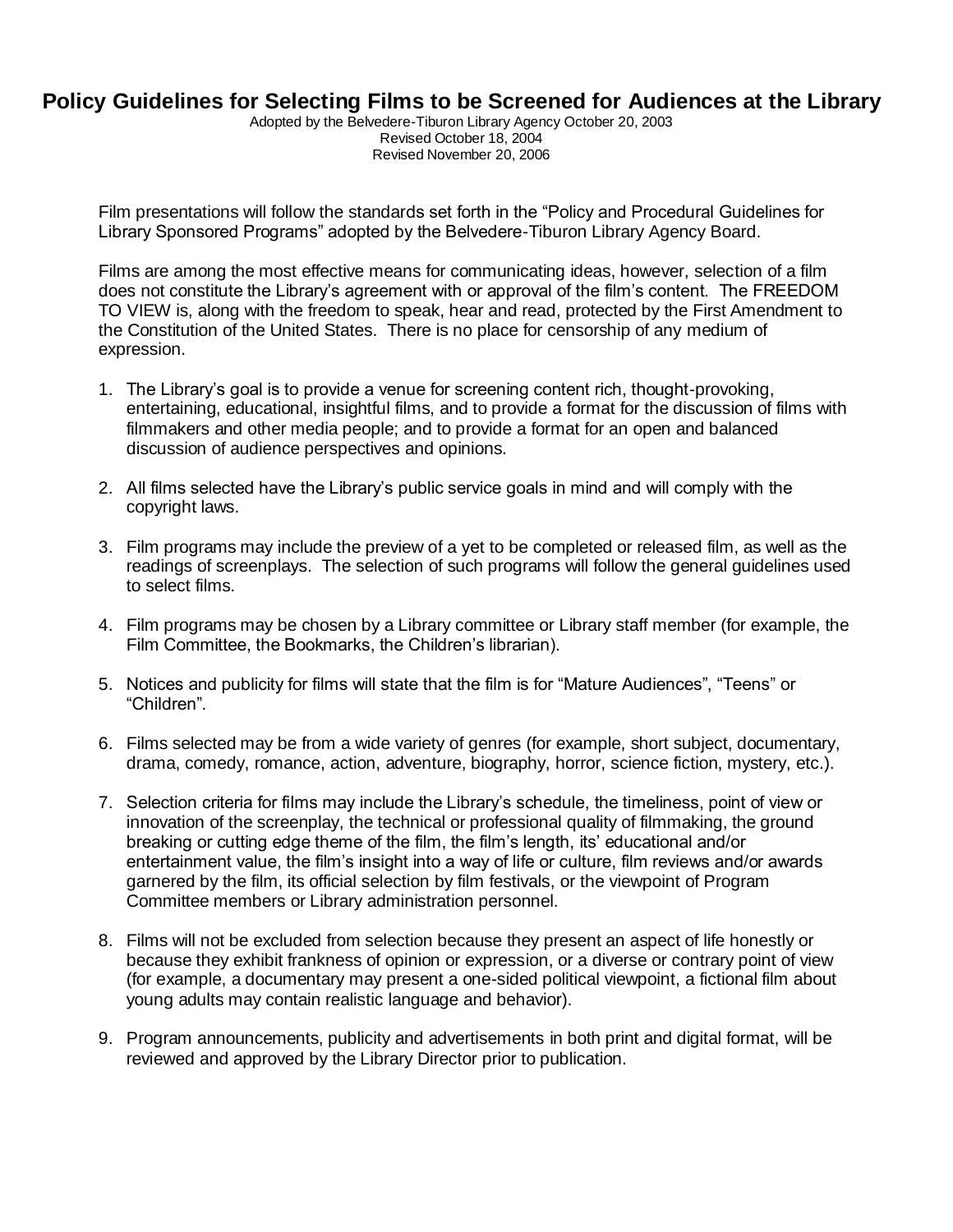# Policy Guidelines for Selecting Films to be Screened for Audiences at the Library

Adopted by the Belvedere-Tiburon Library Agency October 20, 2003
Revised October 18, 2004
Revised November 20, 2006

Film presentations will follow the standards set forth in the "Policy and Procedural Guidelines for Library Sponsored Programs" adopted by the Belvedere-Tiburon Library Agency Board.

Films are among the most effective means for communicating ideas, however, selection of a film does not constitute the Library's agreement with or approval of the film's content. The FREEDOM TO VIEW is, along with the freedom to speak, hear and read, protected by the First Amendment to the Constitution of the United States. There is no place for censorship of any medium of expression.

1. The Library's goal is to provide a venue for screening content rich, thought-provoking, entertaining, educational, insightful films, and to provide a format for the discussion of films with filmmakers and other media people; and to provide a format for an open and balanced discussion of audience perspectives and opinions.

2. All films selected have the Library's public service goals in mind and will comply with the copyright laws.

3. Film programs may include the preview of a yet to be completed or released film, as well as the readings of screenplays. The selection of such programs will follow the general guidelines used to select films.

4. Film programs may be chosen by a Library committee or Library staff member (for example, the Film Committee, the Bookmarks, the Children's librarian).

5. Notices and publicity for films will state that the film is for "Mature Audiences", "Teens" or "Children".

6. Films selected may be from a wide variety of genres (for example, short subject, documentary, drama, comedy, romance, action, adventure, biography, horror, science fiction, mystery, etc.).

7. Selection criteria for films may include the Library's schedule, the timeliness, point of view or innovation of the screenplay, the technical or professional quality of filmmaking, the ground breaking or cutting edge theme of the film, the film's length, its' educational and/or entertainment value, the film's insight into a way of life or culture, film reviews and/or awards garnered by the film, its official selection by film festivals, or the viewpoint of Program Committee members or Library administration personnel.

8. Films will not be excluded from selection because they present an aspect of life honestly or because they exhibit frankness of opinion or expression, or a diverse or contrary point of view (for example, a documentary may present a one-sided political viewpoint, a fictional film about young adults may contain realistic language and behavior).

9. Program announcements, publicity and advertisements in both print and digital format, will be reviewed and approved by the Library Director prior to publication.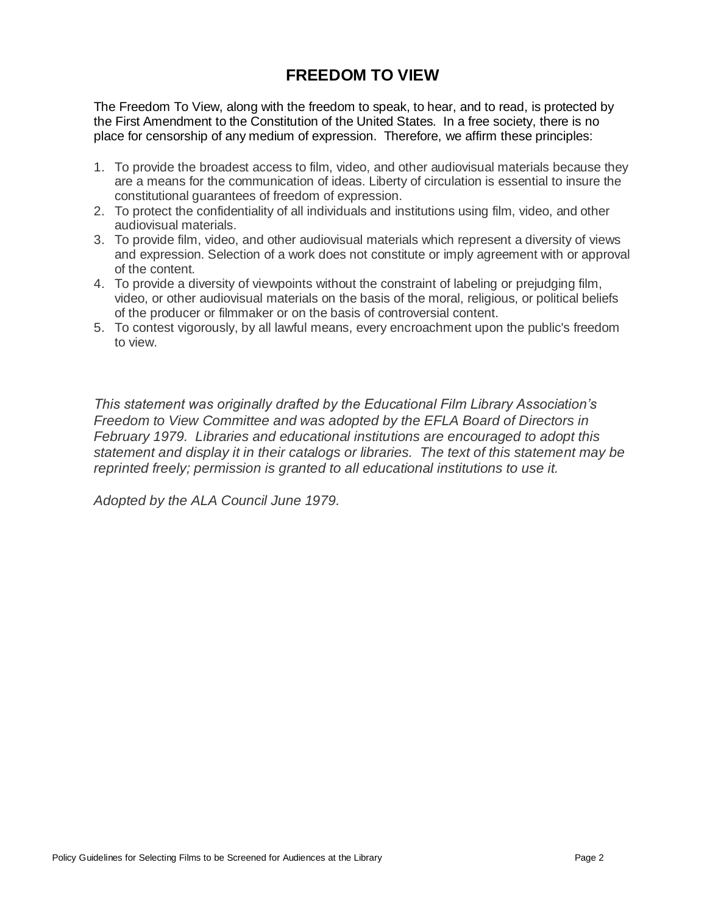# FREEDOM TO VIEW

The Freedom To View, along with the freedom to speak, to hear, and to read, is protected by the First Amendment to the Constitution of the United States. In a free society, there is no place for censorship of any medium of expression. Therefore, we affirm these principles:

1. To provide the broadest access to film, video, and other audiovisual materials because they are a means for the communication of ideas. Liberty of circulation is essential to insure the constitutional guarantees of freedom of expression.
2. To protect the confidentiality of all individuals and institutions using film, video, and other audiovisual materials.
3. To provide film, video, and other audiovisual materials which represent a diversity of views and expression. Selection of a work does not constitute or imply agreement with or approval of the content.
4. To provide a diversity of viewpoints without the constraint of labeling or prejudging film, video, or other audiovisual materials on the basis of the moral, religious, or political beliefs of the producer or filmmaker or on the basis of controversial content.
5. To contest vigorously, by all lawful means, every encroachment upon the public's freedom to view.

*This statement was originally drafted by the Educational Film Library Association's Freedom to View Committee and was adopted by the EFLA Board of Directors in February 1979. Libraries and educational institutions are encouraged to adopt this statement and display it in their catalogs or libraries. The text of this statement may be reprinted freely; permission is granted to all educational institutions to use it.*

*Adopted by the ALA Council June 1979.*